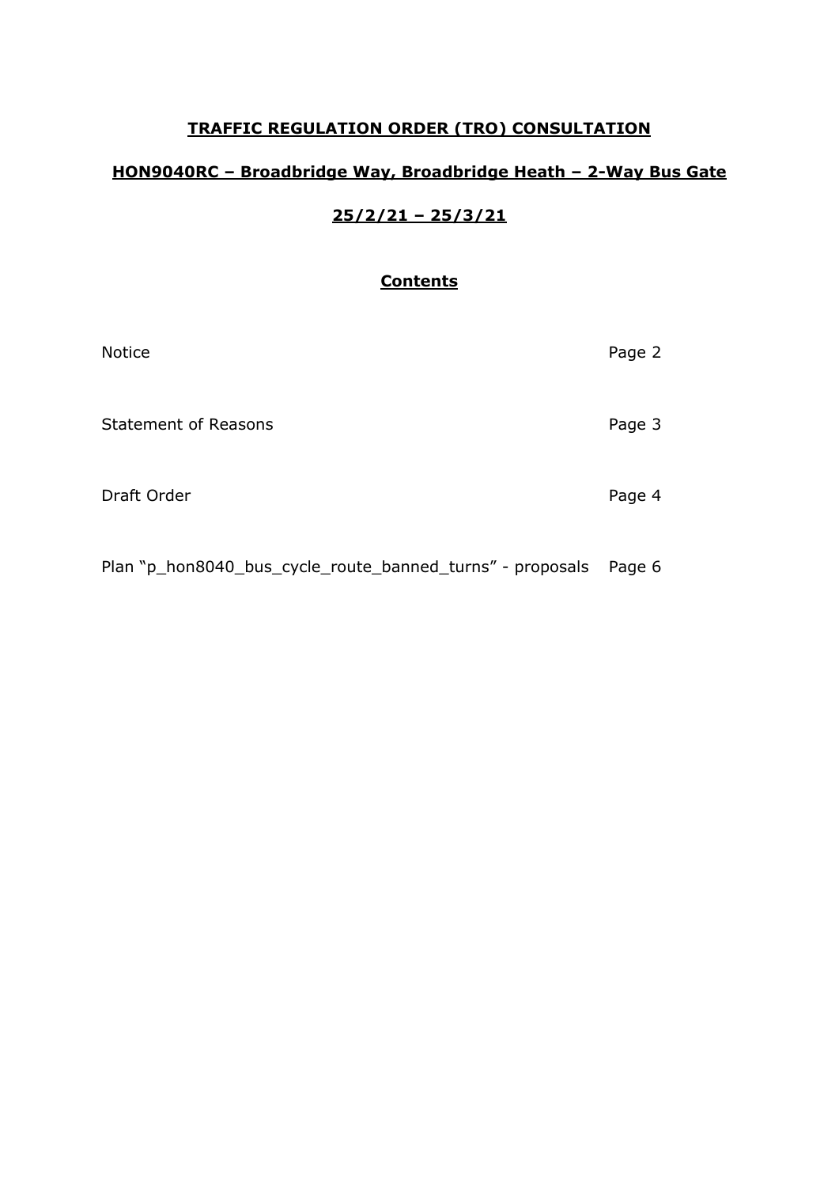# TRAFFIC REGULATION ORDER (TRO) CONSULTATION

## HON9040RC – Broadbridge Way, Broadbridge Heath – 2-Way Bus Gate

## 25/2/21 – 25/3/21

### Contents

| | |
|---|---|
| Notice | Page 2 |
| Statement of Reasons | Page 3 |
| Draft Order | Page 4 |
| Plan "p_hon8040_bus_cycle_route_banned_turns" - proposals | Page 6 |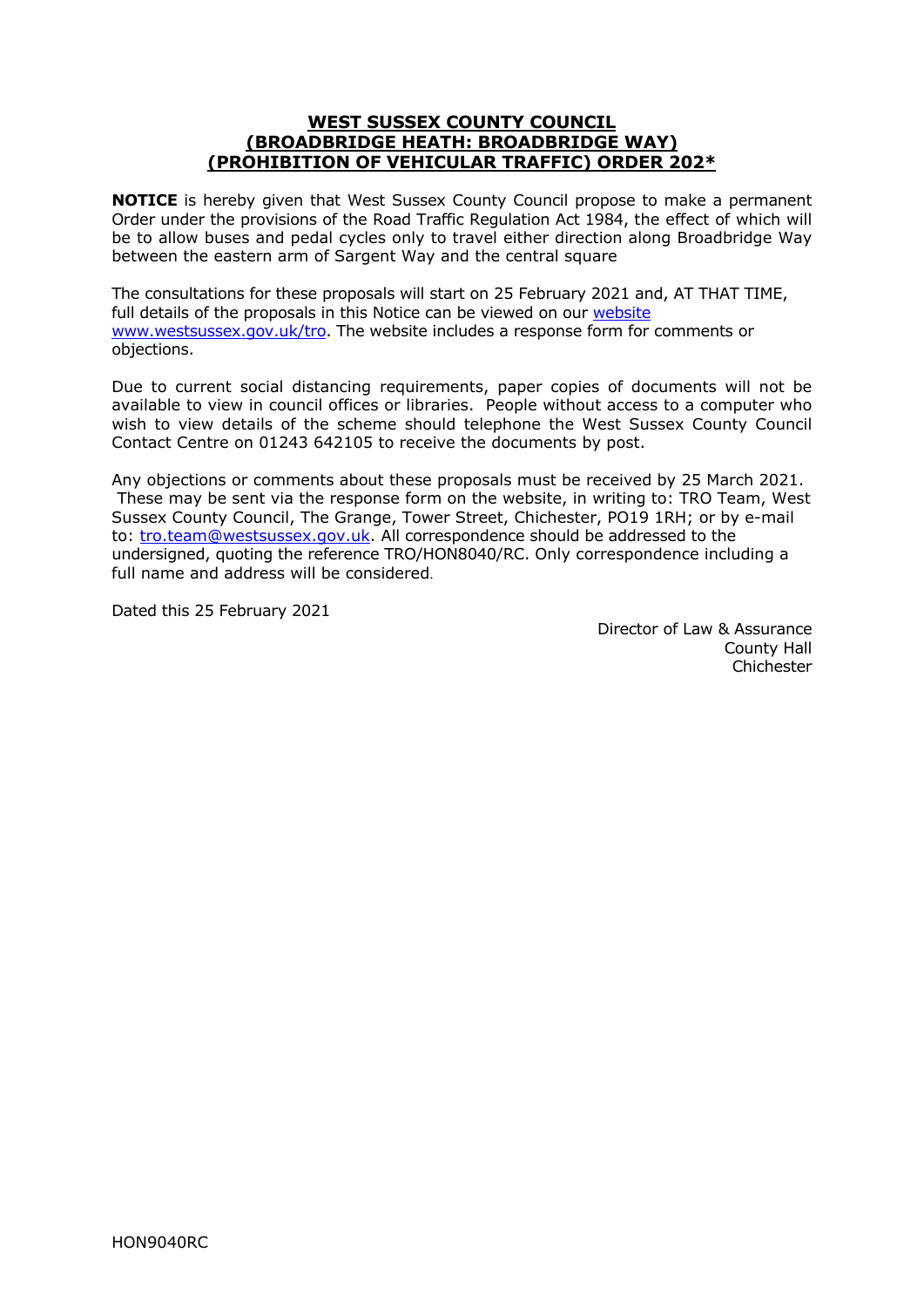# WEST SUSSEX COUNTY COUNCIL (BROADBRIDGE HEATH: BROADBRIDGE WAY) (PROHIBITION OF VEHICULAR TRAFFIC) ORDER 202*

**NOTICE** is hereby given that West Sussex County Council propose to make a permanent Order under the provisions of the Road Traffic Regulation Act 1984, the effect of which will be to allow buses and pedal cycles only to travel either direction along Broadbridge Way between the eastern arm of Sargent Way and the central square

The consultations for these proposals will start on 25 February 2021 and, AT THAT TIME, full details of the proposals in this Notice can be viewed on our website www.westsussex.gov.uk/tro. The website includes a response form for comments or objections.

Due to current social distancing requirements, paper copies of documents will not be available to view in council offices or libraries. People without access to a computer who wish to view details of the scheme should telephone the West Sussex County Council Contact Centre on 01243 642105 to receive the documents by post.

Any objections or comments about these proposals must be received by 25 March 2021. These may be sent via the response form on the website, in writing to: TRO Team, West Sussex County Council, The Grange, Tower Street, Chichester, PO19 1RH; or by e-mail to: tro.team@westsussex.gov.uk. All correspondence should be addressed to the undersigned, quoting the reference TRO/HON8040/RC. Only correspondence including a full name and address will be considered.

Dated this 25 February 2021

Director of Law & Assurance
County Hall
Chichester

HON9040RC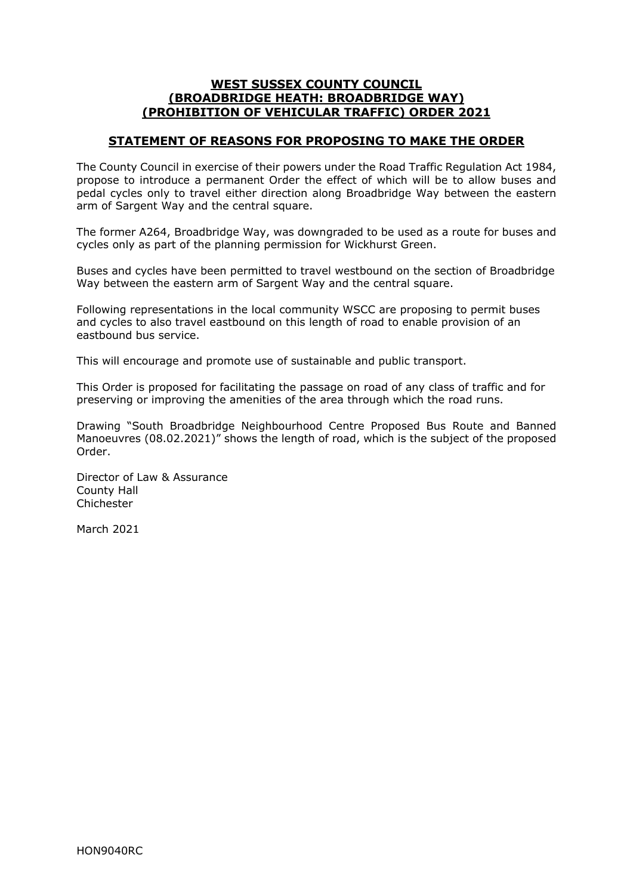# WEST SUSSEX COUNTY COUNCIL
# (BROADBRIDGE HEATH: BROADBRIDGE WAY)
# (PROHIBITION OF VEHICULAR TRAFFIC) ORDER 2021

## STATEMENT OF REASONS FOR PROPOSING TO MAKE THE ORDER

The County Council in exercise of their powers under the Road Traffic Regulation Act 1984, propose to introduce a permanent Order the effect of which will be to allow buses and pedal cycles only to travel either direction along Broadbridge Way between the eastern arm of Sargent Way and the central square.

The former A264, Broadbridge Way, was downgraded to be used as a route for buses and cycles only as part of the planning permission for Wickhurst Green.

Buses and cycles have been permitted to travel westbound on the section of Broadbridge Way between the eastern arm of Sargent Way and the central square.

Following representations in the local community WSCC are proposing to permit buses and cycles to also travel eastbound on this length of road to enable provision of an eastbound bus service.

This will encourage and promote use of sustainable and public transport.

This Order is proposed for facilitating the passage on road of any class of traffic and for preserving or improving the amenities of the area through which the road runs.

Drawing "South Broadbridge Neighbourhood Centre Proposed Bus Route and Banned Manoeuvres (08.02.2021)" shows the length of road, which is the subject of the proposed Order.

Director of Law & Assurance
County Hall
Chichester

March 2021

HON9040RC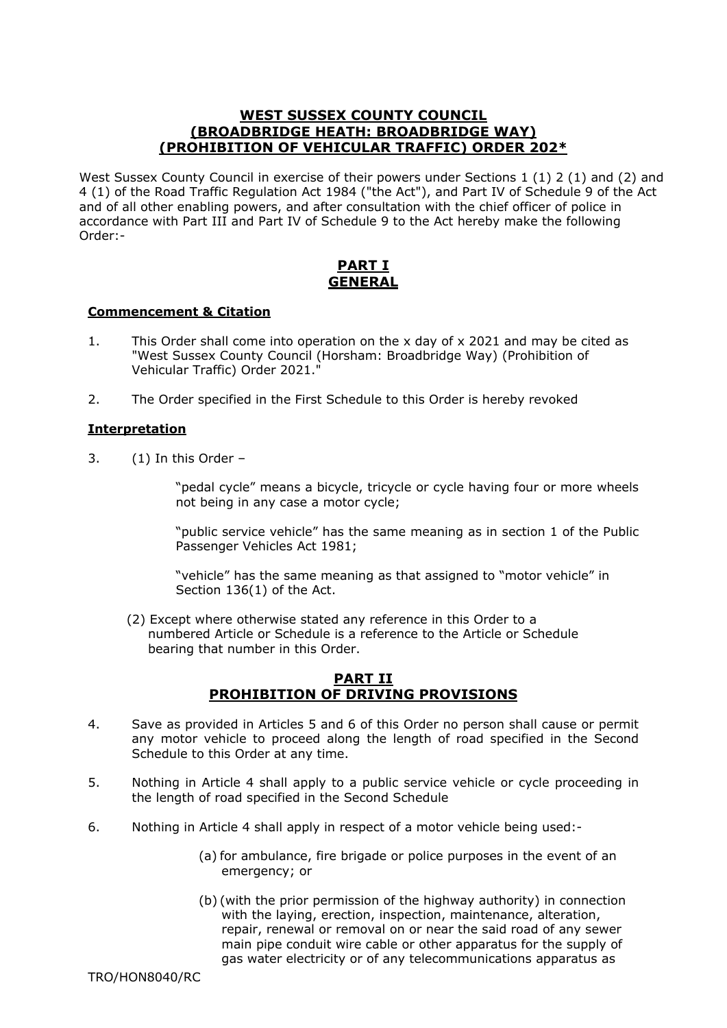# WEST SUSSEX COUNTY COUNCIL (BROADBRIDGE HEATH: BROADBRIDGE WAY) (PROHIBITION OF VEHICULAR TRAFFIC) ORDER 202*

West Sussex County Council in exercise of their powers under Sections 1 (1) 2 (1) and (2) and 4 (1) of the Road Traffic Regulation Act 1984 ("the Act"), and Part IV of Schedule 9 of the Act and of all other enabling powers, and after consultation with the chief officer of police in accordance with Part III and Part IV of Schedule 9 to the Act hereby make the following Order:-

## PART I
## GENERAL

### Commencement & Citation

1. This Order shall come into operation on the x day of x 2021 and may be cited as "West Sussex County Council (Horsham: Broadbridge Way) (Prohibition of Vehicular Traffic) Order 2021."

2. The Order specified in the First Schedule to this Order is hereby revoked

### Interpretation

3. (1) In this Order –

   "pedal cycle" means a bicycle, tricycle or cycle having four or more wheels not being in any case a motor cycle;

   "public service vehicle" has the same meaning as in section 1 of the Public Passenger Vehicles Act 1981;

   "vehicle" has the same meaning as that assigned to "motor vehicle" in Section 136(1) of the Act.

   (2) Except where otherwise stated any reference in this Order to a numbered Article or Schedule is a reference to the Article or Schedule bearing that number in this Order.

## PART II
## PROHIBITION OF DRIVING PROVISIONS

4. Save as provided in Articles 5 and 6 of this Order no person shall cause or permit any motor vehicle to proceed along the length of road specified in the Second Schedule to this Order at any time.

5. Nothing in Article 4 shall apply to a public service vehicle or cycle proceeding in the length of road specified in the Second Schedule

6. Nothing in Article 4 shall apply in respect of a motor vehicle being used:-

   (a) for ambulance, fire brigade or police purposes in the event of an emergency; or

   (b) (with the prior permission of the highway authority) in connection with the laying, erection, inspection, maintenance, alteration, repair, renewal or removal on or near the said road of any sewer main pipe conduit wire cable or other apparatus for the supply of gas water electricity or of any telecommunications apparatus as

TRO/HON8040/RC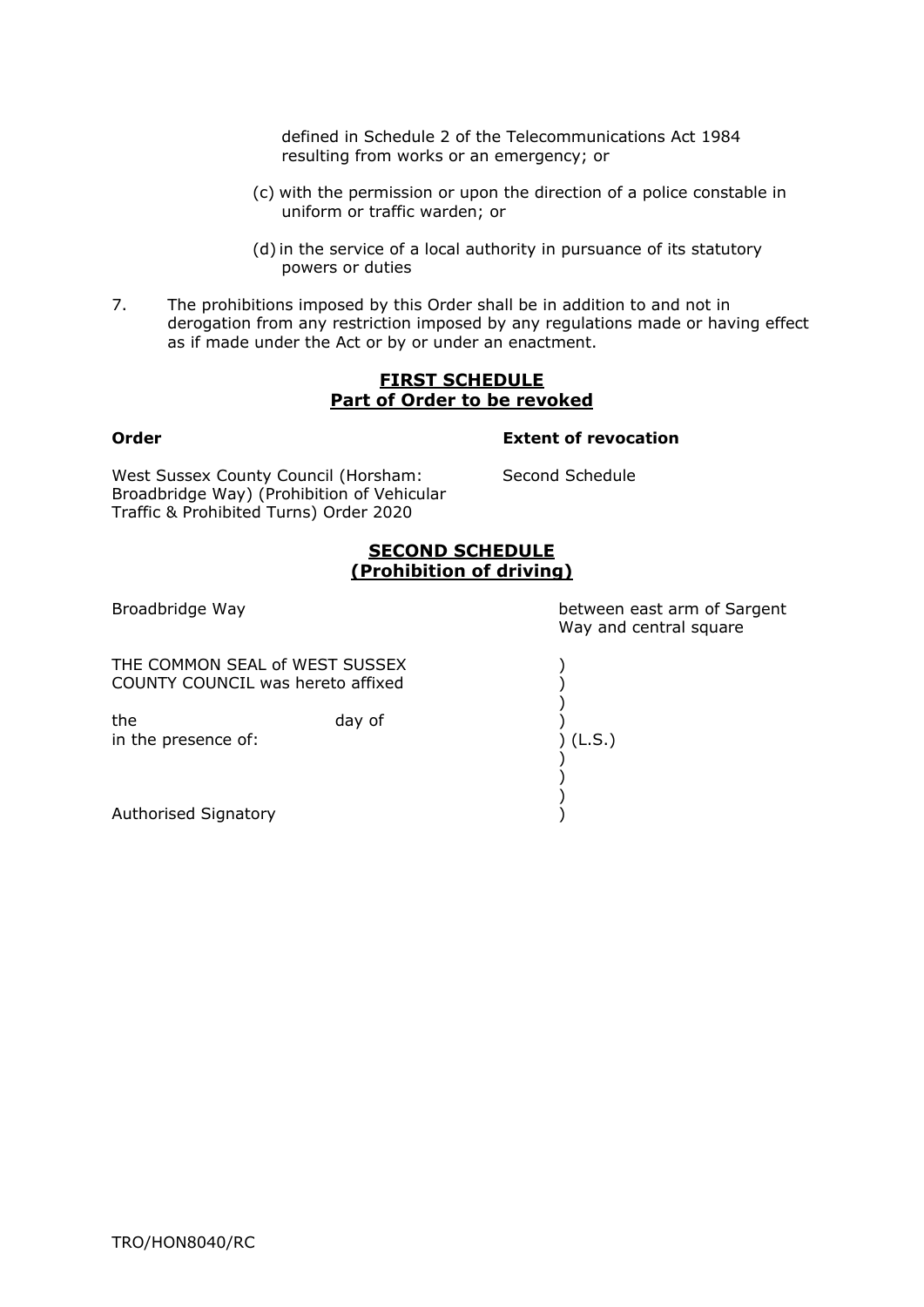defined in Schedule 2 of the Telecommunications Act 1984 resulting from works or an emergency; or

(c) with the permission or upon the direction of a police constable in uniform or traffic warden; or

(d) in the service of a local authority in pursuance of its statutory powers or duties

7. The prohibitions imposed by this Order shall be in addition to and not in derogation from any restriction imposed by any regulations made or having effect as if made under the Act or by or under an enactment.

## FIRST SCHEDULE
## Part of Order to be revoked

| **Order** | **Extent of revocation** |
|---|---|
| West Sussex County Council (Horsham: Broadbridge Way) (Prohibition of Vehicular Traffic & Prohibited Turns) Order 2020 | Second Schedule |

## SECOND SCHEDULE
## (Prohibition of driving)

| | |
|---|---|
| Broadbridge Way | between east arm of Sargent Way and central square |

THE COMMON SEAL of WEST SUSSEX COUNTY COUNCIL was hereto affixed )

the day of )
in the presence of: ) (L.S.)

Authorised Signatory )

TRO/HON8040/RC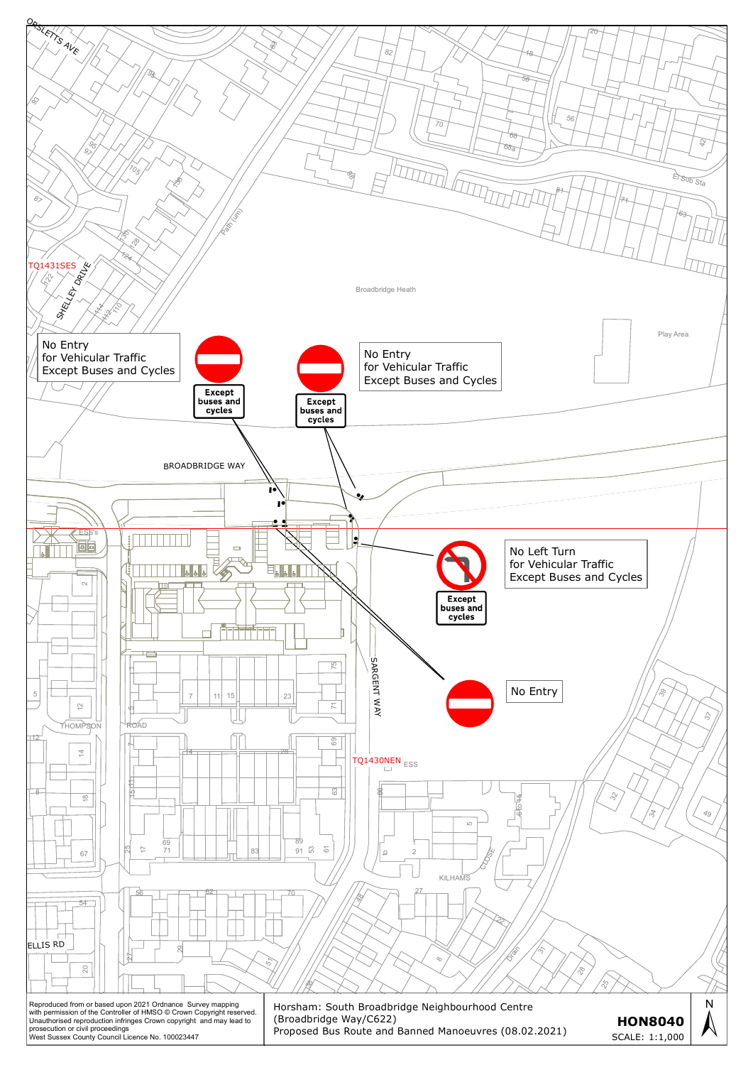No Entry
for Vehicular Traffic
Except Buses and Cycles

Except buses and cycles

No Entry
for Vehicular Traffic
Except Buses and Cycles

Except buses and cycles

No Left Turn
for Vehicular Traffic
Except Buses and Cycles

Except buses and cycles

No Entry

BROADBRIDGE WAY

SARGENT WAY

THOMPSON ROAD

SHELLEY DRIVE

ORSLETTS AVE

ELLIS RD

KILHAMS CLOSE

Broadbridge Heath

Play Area

Path (um)

El Sub Sta

ESS

TQ1431SES

TQ1430NEN

Reproduced from or based upon 2021 Ordnance Survey mapping with permission of the Controller of HMSO © Crown Copyright reserved. Unauthorised reproduction infringes Crown copyright and may lead to prosecution or civil proceedings
West Sussex County Council Licence No. 100023447

Horsham: South Broadbridge Neighbourhood Centre
(Broadbridge Way/C622)
Proposed Bus Route and Banned Manoeuvres (08.02.2021)

**HON8040**

SCALE: 1:1,000

N